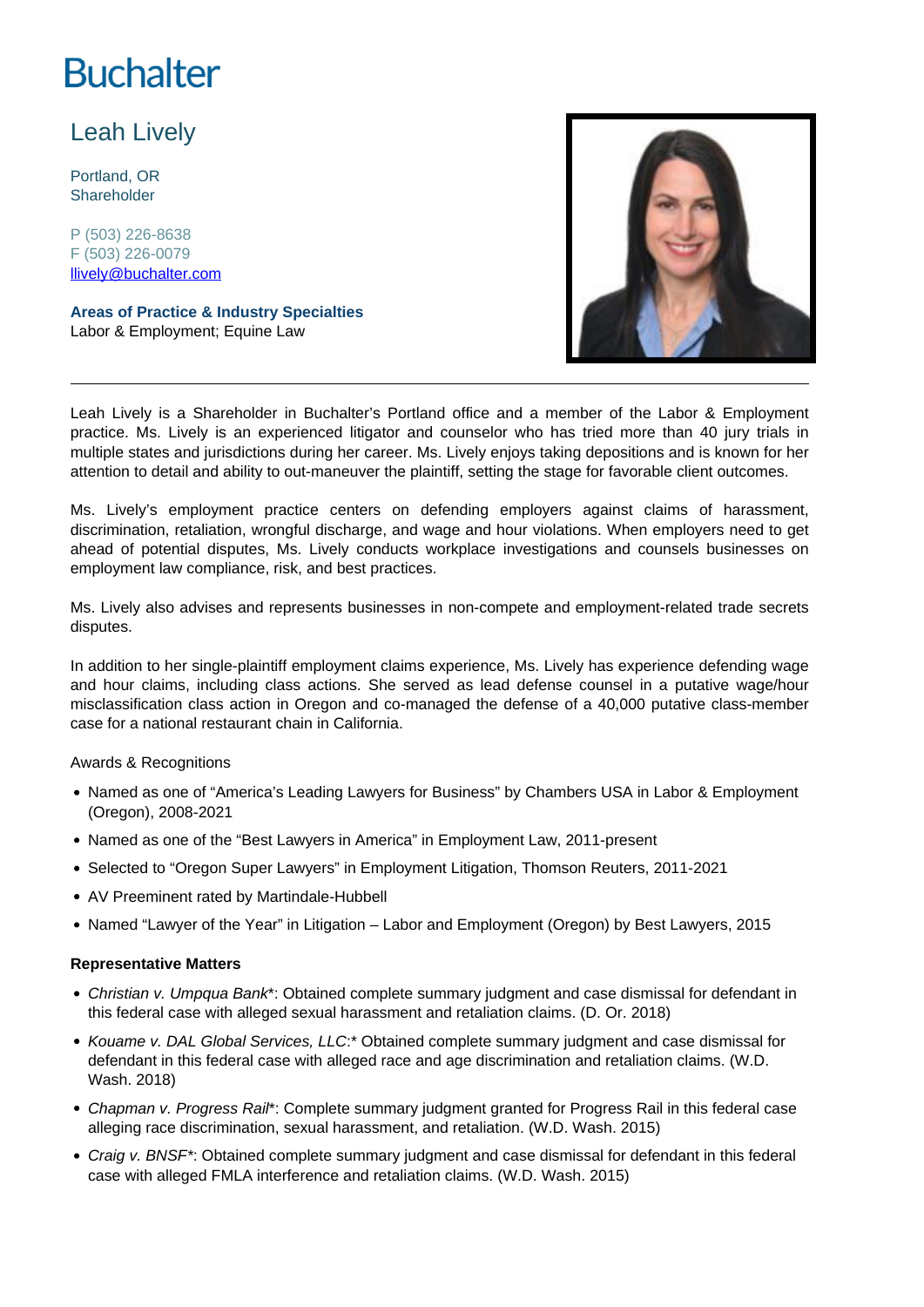Buchalter

# Leah Lively

Portland, OR
Shareholder

P (503) 226-8638
F (503) 226-0079
[llively@buchalter.com](mailto:llively@buchalter.com)

**Areas of Practice & Industry Specialties**
Labor & Employment; Equine Law

---

Leah Lively is a Shareholder in Buchalter's Portland office and a member of the Labor & Employment practice. Ms. Lively is an experienced litigator and counselor who has tried more than 40 jury trials in multiple states and jurisdictions during her career. Ms. Lively enjoys taking depositions and is known for her attention to detail and ability to out-maneuver the plaintiff, setting the stage for favorable client outcomes.

Ms. Lively's employment practice centers on defending employers against claims of harassment, discrimination, retaliation, wrongful discharge, and wage and hour violations. When employers need to get ahead of potential disputes, Ms. Lively conducts workplace investigations and counsels businesses on employment law compliance, risk, and best practices.

Ms. Lively also advises and represents businesses in non-compete and employment-related trade secrets disputes.

In addition to her single-plaintiff employment claims experience, Ms. Lively has experience defending wage and hour claims, including class actions. She served as lead defense counsel in a putative wage/hour misclassification class action in Oregon and co-managed the defense of a 40,000 putative class-member case for a national restaurant chain in California.

Awards & Recognitions

- Named as one of "America's Leading Lawyers for Business" by Chambers USA in Labor & Employment (Oregon), 2008-2021
- Named as one of the "Best Lawyers in America" in Employment Law, 2011-present
- Selected to "Oregon Super Lawyers" in Employment Litigation, Thomson Reuters, 2011-2021
- AV Preeminent rated by Martindale-Hubbell
- Named "Lawyer of the Year" in Litigation – Labor and Employment (Oregon) by Best Lawyers, 2015

**Representative Matters**

- *Christian v. Umpqua Bank*\*: Obtained complete summary judgment and case dismissal for defendant in this federal case with alleged sexual harassment and retaliation claims. (D. Or. 2018)
- *Kouame v. DAL Global Services, LLC*:\* Obtained complete summary judgment and case dismissal for defendant in this federal case with alleged race and age discrimination and retaliation claims. (W.D. Wash. 2018)
- *Chapman v. Progress Rail*\*: Complete summary judgment granted for Progress Rail in this federal case alleging race discrimination, sexual harassment, and retaliation. (W.D. Wash. 2015)
- *Craig v. BNSF*\*: Obtained complete summary judgment and case dismissal for defendant in this federal case with alleged FMLA interference and retaliation claims. (W.D. Wash. 2015)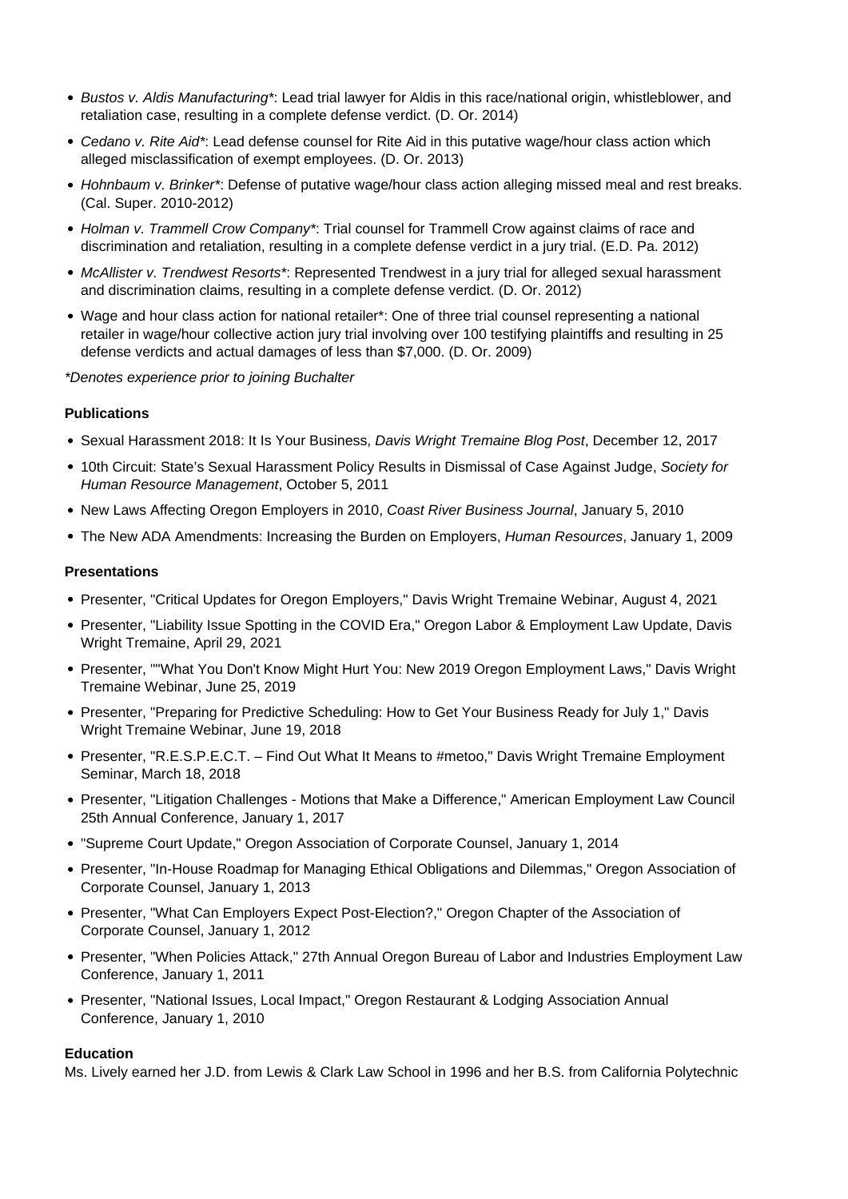- *Bustos v. Aldis Manufacturing**: Lead trial lawyer for Aldis in this race/national origin, whistleblower, and retaliation case, resulting in a complete defense verdict. (D. Or. 2014)
- *Cedano v. Rite Aid**: Lead defense counsel for Rite Aid in this putative wage/hour class action which alleged misclassification of exempt employees. (D. Or. 2013)
- *Hohnbaum v. Brinker**: Defense of putative wage/hour class action alleging missed meal and rest breaks. (Cal. Super. 2010-2012)
- *Holman v. Trammell Crow Company**: Trial counsel for Trammell Crow against claims of race and discrimination and retaliation, resulting in a complete defense verdict in a jury trial. (E.D. Pa. 2012)
- *McAllister v. Trendwest Resorts**: Represented Trendwest in a jury trial for alleged sexual harassment and discrimination claims, resulting in a complete defense verdict. (D. Or. 2012)
- Wage and hour class action for national retailer*: One of three trial counsel representing a national retailer in wage/hour collective action jury trial involving over 100 testifying plaintiffs and resulting in 25 defense verdicts and actual damages of less than $7,000. (D. Or. 2009)

*\*Denotes experience prior to joining Buchalter*

**Publications**

- Sexual Harassment 2018: It Is Your Business, *Davis Wright Tremaine Blog Post*, December 12, 2017
- 10th Circuit: State's Sexual Harassment Policy Results in Dismissal of Case Against Judge, *Society for Human Resource Management*, October 5, 2011
- New Laws Affecting Oregon Employers in 2010, *Coast River Business Journal*, January 5, 2010
- The New ADA Amendments: Increasing the Burden on Employers, *Human Resources*, January 1, 2009

**Presentations**

- Presenter, "Critical Updates for Oregon Employers," Davis Wright Tremaine Webinar, August 4, 2021
- Presenter, "Liability Issue Spotting in the COVID Era," Oregon Labor & Employment Law Update, Davis Wright Tremaine, April 29, 2021
- Presenter, ""What You Don't Know Might Hurt You: New 2019 Oregon Employment Laws," Davis Wright Tremaine Webinar, June 25, 2019
- Presenter, "Preparing for Predictive Scheduling: How to Get Your Business Ready for July 1," Davis Wright Tremaine Webinar, June 19, 2018
- Presenter, "R.E.S.P.E.C.T. – Find Out What It Means to #metoo," Davis Wright Tremaine Employment Seminar, March 18, 2018
- Presenter, "Litigation Challenges - Motions that Make a Difference," American Employment Law Council 25th Annual Conference, January 1, 2017
- "Supreme Court Update," Oregon Association of Corporate Counsel, January 1, 2014
- Presenter, "In-House Roadmap for Managing Ethical Obligations and Dilemmas," Oregon Association of Corporate Counsel, January 1, 2013
- Presenter, "What Can Employers Expect Post-Election?," Oregon Chapter of the Association of Corporate Counsel, January 1, 2012
- Presenter, "When Policies Attack," 27th Annual Oregon Bureau of Labor and Industries Employment Law Conference, January 1, 2011
- Presenter, "National Issues, Local Impact," Oregon Restaurant & Lodging Association Annual Conference, January 1, 2010

**Education**

Ms. Lively earned her J.D. from Lewis & Clark Law School in 1996 and her B.S. from California Polytechnic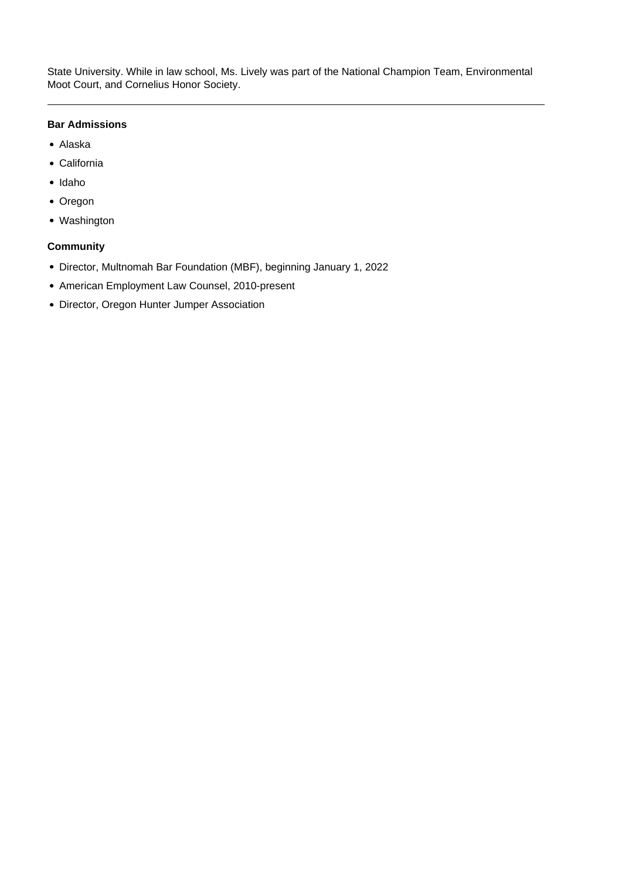State University. While in law school, Ms. Lively was part of the National Champion Team, Environmental Moot Court, and Cornelius Honor Society.

---

**Bar Admissions**

- Alaska
- California
- Idaho
- Oregon
- Washington

**Community**

- Director, Multnomah Bar Foundation (MBF), beginning January 1, 2022
- American Employment Law Counsel, 2010-present
- Director, Oregon Hunter Jumper Association